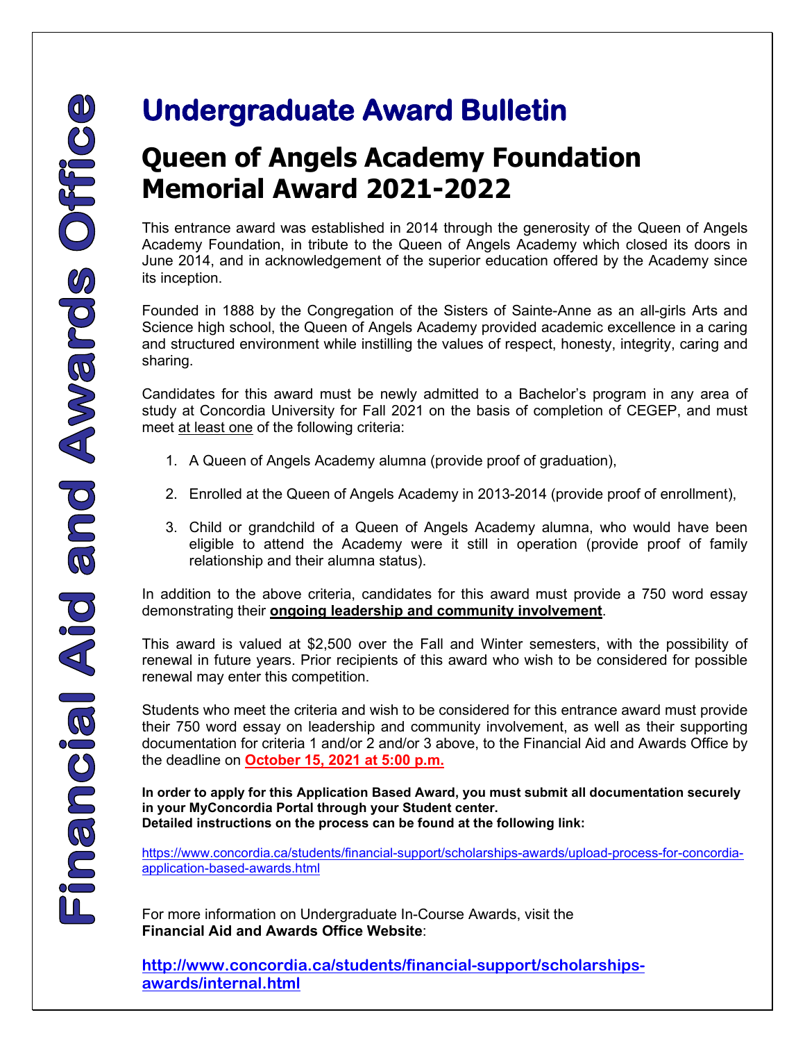Financial Aid and Awards Office

# Undergraduate Award Bulletin

## Queen of Angels Academy Foundation Memorial Award 2021-2022

This entrance award was established in 2014 through the generosity of the Queen of Angels Academy Foundation, in tribute to the Queen of Angels Academy which closed its doors in June 2014, and in acknowledgement of the superior education offered by the Academy since its inception.

Founded in 1888 by the Congregation of the Sisters of Sainte-Anne as an all-girls Arts and Science high school, the Queen of Angels Academy provided academic excellence in a caring and structured environment while instilling the values of respect, honesty, integrity, caring and sharing.

Candidates for this award must be newly admitted to a Bachelor's program in any area of study at Concordia University for Fall 2021 on the basis of completion of CEGEP, and must meet <u>at least one</u> of the following criteria:

1. A Queen of Angels Academy alumna (provide proof of graduation),
2. Enrolled at the Queen of Angels Academy in 2013-2014 (provide proof of enrollment),
3. Child or grandchild of a Queen of Angels Academy alumna, who would have been eligible to attend the Academy were it still in operation (provide proof of family relationship and their alumna status).

In addition to the above criteria, candidates for this award must provide a 750 word essay demonstrating their **<u>ongoing leadership and community involvement</u>**.

This award is valued at $2,500 over the Fall and Winter semesters, with the possibility of renewal in future years. Prior recipients of this award who wish to be considered for possible renewal may enter this competition.

Students who meet the criteria and wish to be considered for this entrance award must provide their 750 word essay on leadership and community involvement, as well as their supporting documentation for criteria 1 and/or 2 and/or 3 above, to the Financial Aid and Awards Office by the deadline on **<u>October 15, 2021 at 5:00 p.m.</u>**

**In order to apply for this Application Based Award, you must submit all documentation securely in your MyConcordia Portal through your Student center.**
**Detailed instructions on the process can be found at the following link:**

https://www.concordia.ca/students/financial-support/scholarships-awards/upload-process-for-concordia-application-based-awards.html

For more information on Undergraduate In-Course Awards, visit the **Financial Aid and Awards Office Website**:

**http://www.concordia.ca/students/financial-support/scholarships-awards/internal.html**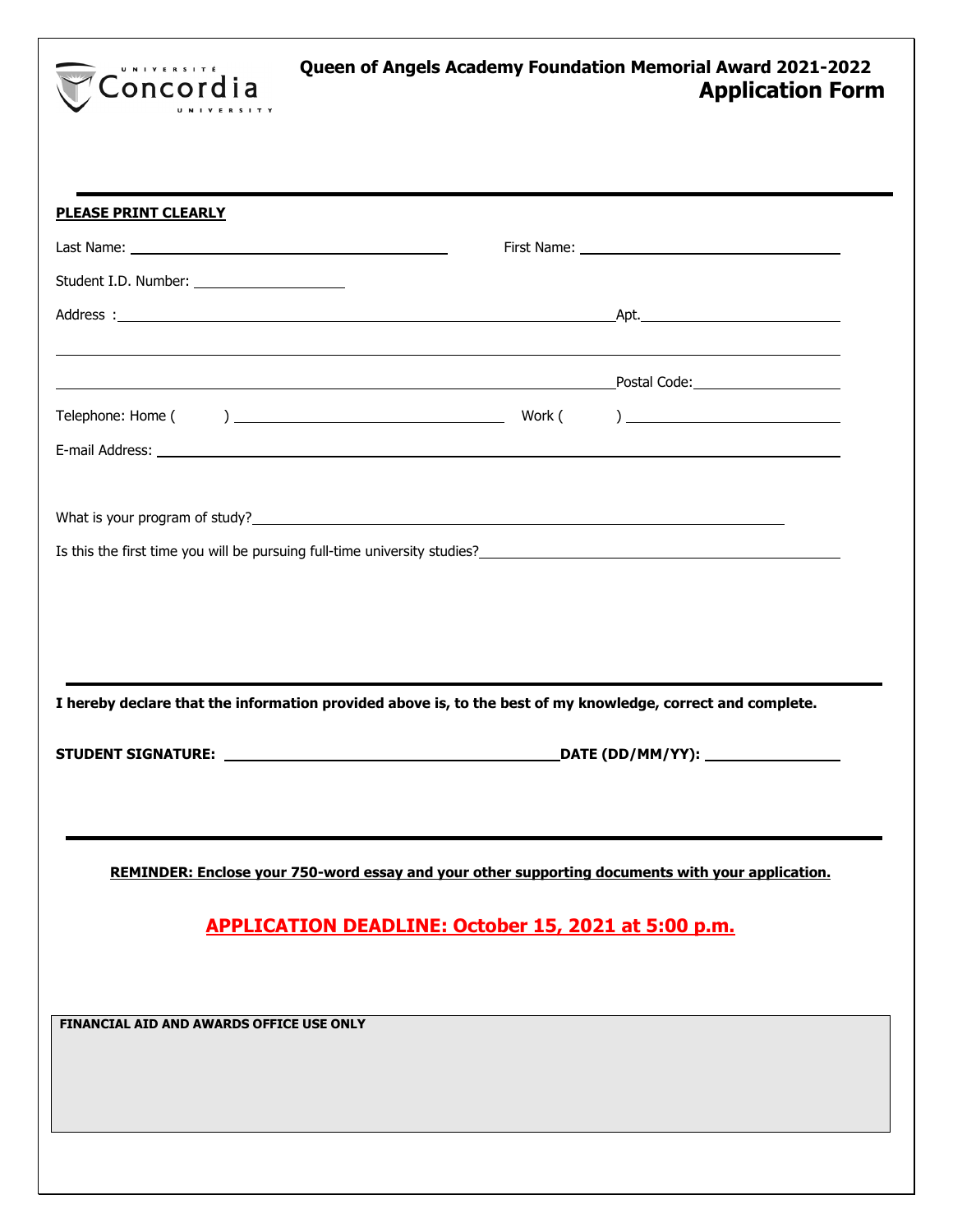Université Concordia University

# Queen of Angels Academy Foundation Memorial Award 2021-2022
## Application Form

**PLEASE PRINT CLEARLY**

Last Name: ______________________ First Name: ______________________

Student I.D. Number: ______________

Address : ______________________________________ Apt. ______________

______________________________________________________________

______________________________________ Postal Code: ______________

Telephone: Home ( ) ______________________ Work ( ) ______________

E-mail Address: ______________________________________________

What is your program of study? ______________________________________

Is this the first time you will be pursuing full-time university studies? ______________________

**I hereby declare that the information provided above is, to the best of my knowledge, correct and complete.**

**STUDENT SIGNATURE:** ______________________ **DATE (DD/MM/YY):** ______________

**REMINDER: Enclose your 750-word essay and your other supporting documents with your application.**

**APPLICATION DEADLINE: October 15, 2021 at 5:00 p.m.**

**FINANCIAL AID AND AWARDS OFFICE USE ONLY**